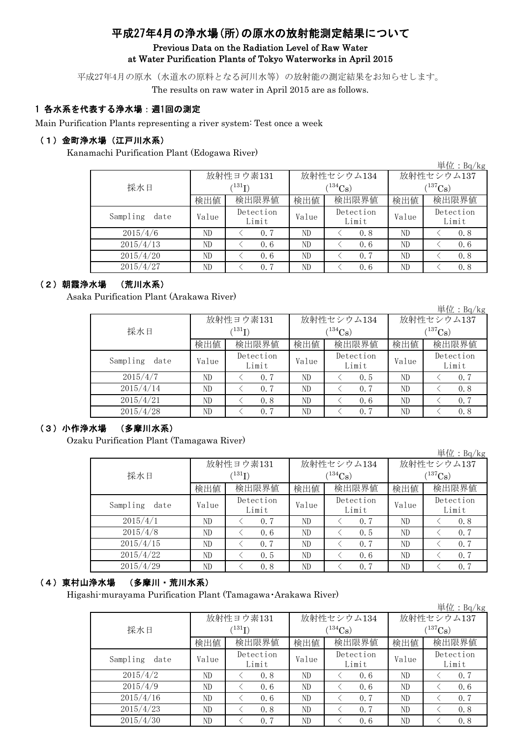# 平成27年4月の浄水場(所)の原水の放射能測定結果について

**Previous Data on the Radiation Level of Raw Water at Water Purification Plants of Tokyo Waterworks in April 2015**

平成27年4月の原水（水道水の原料となる河川水等）の放射能の測定結果をお知らせします。

The results on raw water in April 2015 are as follows.

## 1 各水系を代表する浄水場：週1回の測定

Main Purification Plants representing a river system: Test once a week

### （１）金町浄水場（江戸川水系）

Kanamachi Purification Plant (Edogawa River)

単位：Bq/kg

| 採水日 | 放射性ヨウ素131 ($^{131}I$) | | 放射性セシウム134 ($^{134}Cs$) | | 放射性セシウム137 ($^{137}Cs$) | |
|---|---|---|---|---|---|---|
| | 検出値 | 検出限界値 | 検出値 | 検出限界値 | 検出値 | 検出限界値 |
| Sampling date | Value | Detection Limit | Value | Detection Limit | Value | Detection Limit |
| 2015/4/6 | ND | ＜ 0.7 | ND | ＜ 0.8 | ND | ＜ 0.8 |
| 2015/4/13 | ND | ＜ 0.6 | ND | ＜ 0.6 | ND | ＜ 0.6 |
| 2015/4/20 | ND | ＜ 0.6 | ND | ＜ 0.7 | ND | ＜ 0.8 |
| 2015/4/27 | ND | ＜ 0.7 | ND | ＜ 0.6 | ND | ＜ 0.8 |

### （２）朝霞浄水場　（荒川水系）

Asaka Purification Plant (Arakawa River)

単位：Bq/kg

| 採水日 | 放射性ヨウ素131 ($^{131}I$) | | 放射性セシウム134 ($^{134}Cs$) | | 放射性セシウム137 ($^{137}Cs$) | |
|---|---|---|---|---|---|---|
| | 検出値 | 検出限界値 | 検出値 | 検出限界値 | 検出値 | 検出限界値 |
| Sampling date | Value | Detection Limit | Value | Detection Limit | Value | Detection Limit |
| 2015/4/7 | ND | ＜ 0.7 | ND | ＜ 0.5 | ND | ＜ 0.7 |
| 2015/4/14 | ND | ＜ 0.7 | ND | ＜ 0.7 | ND | ＜ 0.8 |
| 2015/4/21 | ND | ＜ 0.8 | ND | ＜ 0.6 | ND | ＜ 0.7 |
| 2015/4/28 | ND | ＜ 0.7 | ND | ＜ 0.7 | ND | ＜ 0.8 |

### （３）小作浄水場　（多摩川水系）

Ozaku Purification Plant (Tamagawa River)

単位：Bq/kg

| 採水日 | 放射性ヨウ素131 ($^{131}I$) | | 放射性セシウム134 ($^{134}Cs$) | | 放射性セシウム137 ($^{137}Cs$) | |
|---|---|---|---|---|---|---|
| | 検出値 | 検出限界値 | 検出値 | 検出限界値 | 検出値 | 検出限界値 |
| Sampling date | Value | Detection Limit | Value | Detection Limit | Value | Detection Limit |
| 2015/4/1 | ND | ＜ 0.7 | ND | ＜ 0.7 | ND | ＜ 0.8 |
| 2015/4/8 | ND | ＜ 0.6 | ND | ＜ 0.5 | ND | ＜ 0.7 |
| 2015/4/15 | ND | ＜ 0.7 | ND | ＜ 0.7 | ND | ＜ 0.7 |
| 2015/4/22 | ND | ＜ 0.5 | ND | ＜ 0.6 | ND | ＜ 0.7 |
| 2015/4/29 | ND | ＜ 0.8 | ND | ＜ 0.7 | ND | ＜ 0.7 |

### （４）東村山浄水場　（多摩川・荒川水系）

Higashi-murayama Purification Plant (Tamagawa･Arakawa River)

単位：Bq/kg

| 採水日 | 放射性ヨウ素131 ($^{131}I$) | | 放射性セシウム134 ($^{134}Cs$) | | 放射性セシウム137 ($^{137}Cs$) | |
|---|---|---|---|---|---|---|
| | 検出値 | 検出限界値 | 検出値 | 検出限界値 | 検出値 | 検出限界値 |
| Sampling date | Value | Detection Limit | Value | Detection Limit | Value | Detection Limit |
| 2015/4/2 | ND | ＜ 0.8 | ND | ＜ 0.6 | ND | ＜ 0.7 |
| 2015/4/9 | ND | ＜ 0.6 | ND | ＜ 0.6 | ND | ＜ 0.6 |
| 2015/4/16 | ND | ＜ 0.6 | ND | ＜ 0.7 | ND | ＜ 0.7 |
| 2015/4/23 | ND | ＜ 0.8 | ND | ＜ 0.7 | ND | ＜ 0.8 |
| 2015/4/30 | ND | ＜ 0.7 | ND | ＜ 0.6 | ND | ＜ 0.8 |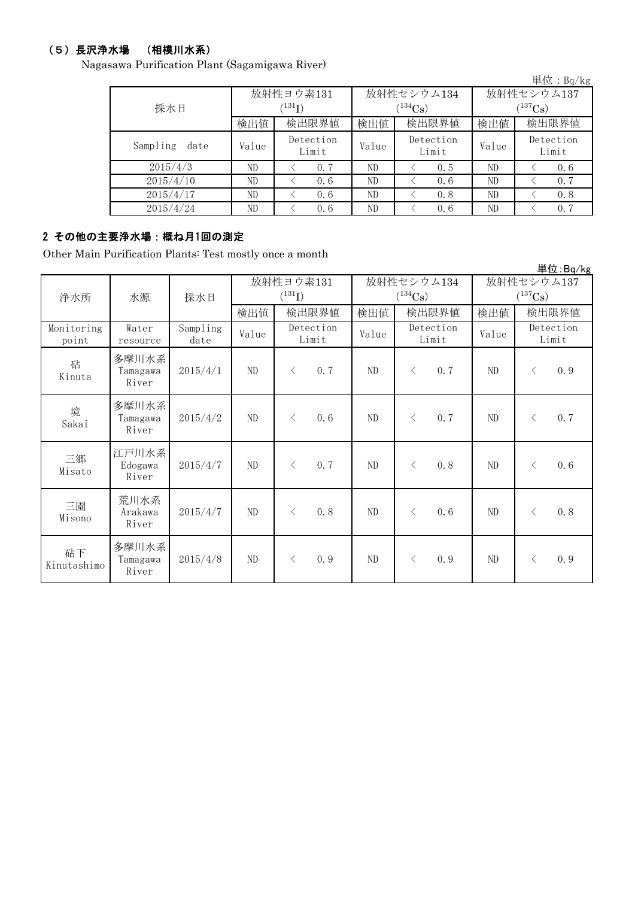### （５）長沢浄水場　（相模川水系）

Nagasawa Purification Plant (Sagamigawa River)

単位：Bq/kg

| 採水日 | 放射性ヨウ素131 ($^{131}I$) | | 放射性セシウム134 ($^{134}Cs$) | | 放射性セシウム137 ($^{137}Cs$) | |
|---|---|---|---|---|---|---|
| | 検出値 | 検出限界値 | 検出値 | 検出限界値 | 検出値 | 検出限界値 |
| Sampling date | Value | Detection Limit | Value | Detection Limit | Value | Detection Limit |
| 2015/4/3 | ND | ＜ 0.7 | ND | ＜ 0.5 | ND | ＜ 0.6 |
| 2015/4/10 | ND | ＜ 0.6 | ND | ＜ 0.6 | ND | ＜ 0.7 |
| 2015/4/17 | ND | ＜ 0.6 | ND | ＜ 0.8 | ND | ＜ 0.8 |
| 2015/4/24 | ND | ＜ 0.6 | ND | ＜ 0.6 | ND | ＜ 0.7 |

### 2 その他の主要浄水場：概ね月1回の測定

Other Main Purification Plants: Test mostly once a month

単位:Bq/kg

| 浄水所 | 水源 | 採水日 | 放射性ヨウ素131 ($^{131}I$) | | 放射性セシウム134 ($^{134}Cs$) | | 放射性セシウム137 ($^{137}Cs$) | |
|---|---|---|---|---|---|---|---|---|
| | | | 検出値 | 検出限界値 | 検出値 | 検出限界値 | 検出値 | 検出限界値 |
| Monitoring point | Water resource | Sampling date | Value | Detection Limit | Value | Detection Limit | Value | Detection Limit |
| 砧 Kinuta | 多摩川水系 Tamagawa River | 2015/4/1 | ND | ＜ 0.7 | ND | ＜ 0.7 | ND | ＜ 0.9 |
| 境 Sakai | 多摩川水系 Tamagawa River | 2015/4/2 | ND | ＜ 0.6 | ND | ＜ 0.7 | ND | ＜ 0.7 |
| 三郷 Misato | 江戸川水系 Edogawa River | 2015/4/7 | ND | ＜ 0.7 | ND | ＜ 0.8 | ND | ＜ 0.6 |
| 三園 Misono | 荒川水系 Arakawa River | 2015/4/7 | ND | ＜ 0.8 | ND | ＜ 0.6 | ND | ＜ 0.8 |
| 砧下 Kinutashimo | 多摩川水系 Tamagawa River | 2015/4/8 | ND | ＜ 0.9 | ND | ＜ 0.9 | ND | ＜ 0.9 |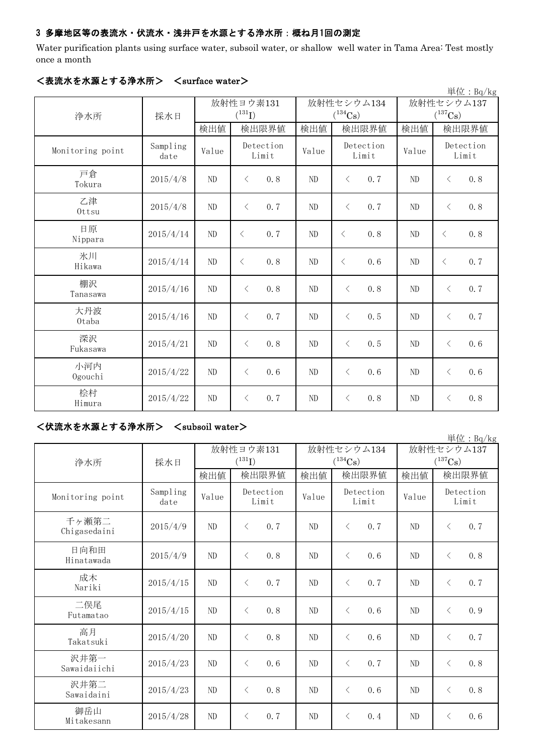### 3 多摩地区等の表流水・伏流水・浅井戸を水源とする浄水所：概ね月1回の測定

Water purification plants using surface water, subsoil water, or shallow well water in Tama Area: Test mostly once a month

#### ＜表流水を水源とする浄水所＞　＜surface water＞

単位：Bq/kg

| 浄水所 | 採水日 | 放射性ヨウ素131 ($^{131}I$) | | 放射性セシウム134 ($^{134}Cs$) | | 放射性セシウム137 ($^{137}Cs$) | |
|---|---|---|---|---|---|---|---|
| | | 検出値 | 検出限界値 | 検出値 | 検出限界値 | 検出値 | 検出限界値 |
| Monitoring point | Sampling date | Value | Detection Limit | Value | Detection Limit | Value | Detection Limit |
| 戸倉 Tokura | 2015/4/8 | ND | ＜ 0.8 | ND | ＜ 0.7 | ND | ＜ 0.8 |
| 乙津 Ottsu | 2015/4/8 | ND | ＜ 0.7 | ND | ＜ 0.7 | ND | ＜ 0.8 |
| 日原 Nippara | 2015/4/14 | ND | ＜ 0.7 | ND | ＜ 0.8 | ND | ＜ 0.8 |
| 氷川 Hikawa | 2015/4/14 | ND | ＜ 0.8 | ND | ＜ 0.6 | ND | ＜ 0.7 |
| 棚沢 Tanasawa | 2015/4/16 | ND | ＜ 0.8 | ND | ＜ 0.8 | ND | ＜ 0.7 |
| 大丹波 Otaba | 2015/4/16 | ND | ＜ 0.7 | ND | ＜ 0.5 | ND | ＜ 0.7 |
| 深沢 Fukasawa | 2015/4/21 | ND | ＜ 0.8 | ND | ＜ 0.5 | ND | ＜ 0.6 |
| 小河内 Ogouchi | 2015/4/22 | ND | ＜ 0.6 | ND | ＜ 0.6 | ND | ＜ 0.6 |
| 桧村 Himura | 2015/4/22 | ND | ＜ 0.7 | ND | ＜ 0.8 | ND | ＜ 0.8 |

#### ＜伏流水を水源とする浄水所＞　＜subsoil water＞

単位：Bq/kg

| 浄水所 | 採水日 | 放射性ヨウ素131 ($^{131}I$) | | 放射性セシウム134 ($^{134}Cs$) | | 放射性セシウム137 ($^{137}Cs$) | |
|---|---|---|---|---|---|---|---|
| | | 検出値 | 検出限界値 | 検出値 | 検出限界値 | 検出値 | 検出限界値 |
| Monitoring point | Sampling date | Value | Detection Limit | Value | Detection Limit | Value | Detection Limit |
| 千ヶ瀬第二 Chigasedaini | 2015/4/9 | ND | ＜ 0.7 | ND | ＜ 0.7 | ND | ＜ 0.7 |
| 日向和田 Hinatawada | 2015/4/9 | ND | ＜ 0.8 | ND | ＜ 0.6 | ND | ＜ 0.8 |
| 成木 Nariki | 2015/4/15 | ND | ＜ 0.7 | ND | ＜ 0.7 | ND | ＜ 0.7 |
| 二俣尾 Futamatao | 2015/4/15 | ND | ＜ 0.8 | ND | ＜ 0.6 | ND | ＜ 0.9 |
| 高月 Takatsuki | 2015/4/20 | ND | ＜ 0.8 | ND | ＜ 0.6 | ND | ＜ 0.7 |
| 沢井第一 Sawaidaiichi | 2015/4/23 | ND | ＜ 0.6 | ND | ＜ 0.7 | ND | ＜ 0.8 |
| 沢井第二 Sawaidaini | 2015/4/23 | ND | ＜ 0.8 | ND | ＜ 0.6 | ND | ＜ 0.8 |
| 御岳山 Mitakesann | 2015/4/28 | ND | ＜ 0.7 | ND | ＜ 0.4 | ND | ＜ 0.6 |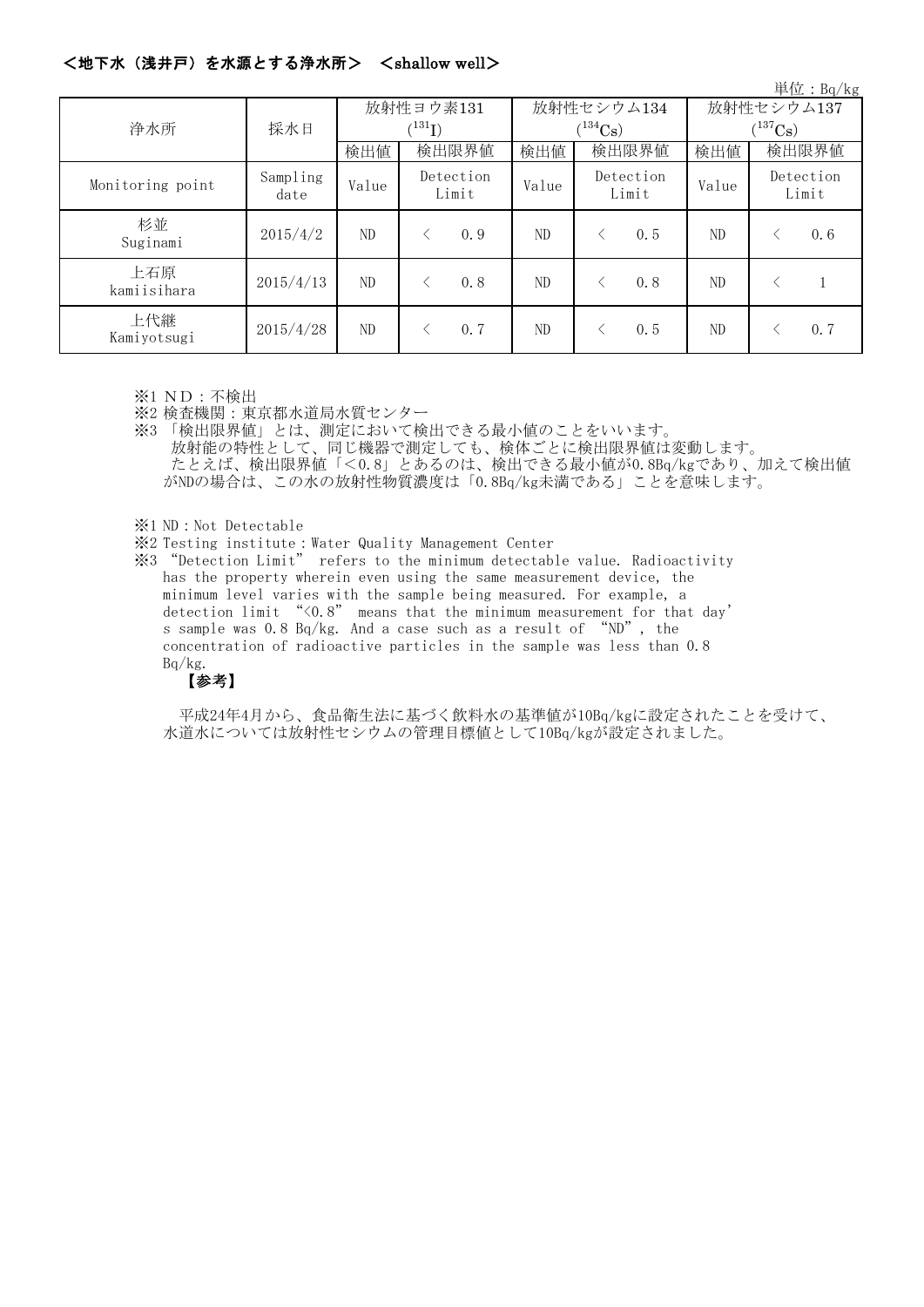## ＜地下水（浅井戸）を水源とする浄水所＞　＜shallow well＞

単位：Bq/kg

| 浄水所 | 採水日 | 放射性ヨウ素131 ($^{131}I$) | | 放射性セシウム134 ($^{134}Cs$) | | 放射性セシウム137 ($^{137}Cs$) | |
|---|---|---|---|---|---|---|---|
| | | 検出値 | 検出限界値 | 検出値 | 検出限界値 | 検出値 | 検出限界値 |
| Monitoring point | Sampling date | Value | Detection Limit | Value | Detection Limit | Value | Detection Limit |
| 杉並 Suginami | 2015/4/2 | ND | ＜　0.9 | ND | ＜　0.5 | ND | ＜　0.6 |
| 上石原 kamiisihara | 2015/4/13 | ND | ＜　0.8 | ND | ＜　0.8 | ND | ＜　1 |
| 上代継 Kamiyotsugi | 2015/4/28 | ND | ＜　0.7 | ND | ＜　0.5 | ND | ＜　0.7 |

※1 ＮＤ：不検出
※2 検査機関：東京都水道局水質センター
※3 「検出限界値」とは、測定において検出できる最小値のことをいいます。
　放射能の特性として、同じ機器で測定しても、検体ごとに検出限界値は変動します。
　たとえば、検出限界値「＜0.8」とあるのは、検出できる最小値が0.8Bq/kgであり、加えて検出値がNDの場合は、この水の放射性物質濃度は「0.8Bq/kg未満である」ことを意味します。

※1 ND：Not Detectable
※2 Testing institute：Water Quality Management Center
※3 “Detection Limit” refers to the minimum detectable value. Radioactivity has the property wherein even using the same measurement device, the minimum level varies with the sample being measured. For example, a detection limit “<0.8” means that the minimum measurement for that day’s sample was 0.8 Bq/kg. And a case such as a result of “ND”, the concentration of radioactive particles in the sample was less than 0.8 Bq/kg.

【参考】

平成24年4月から、食品衛生法に基づく飲料水の基準値が10Bq/kgに設定されたことを受けて、水道水については放射性セシウムの管理目標値として10Bq/kgが設定されました。